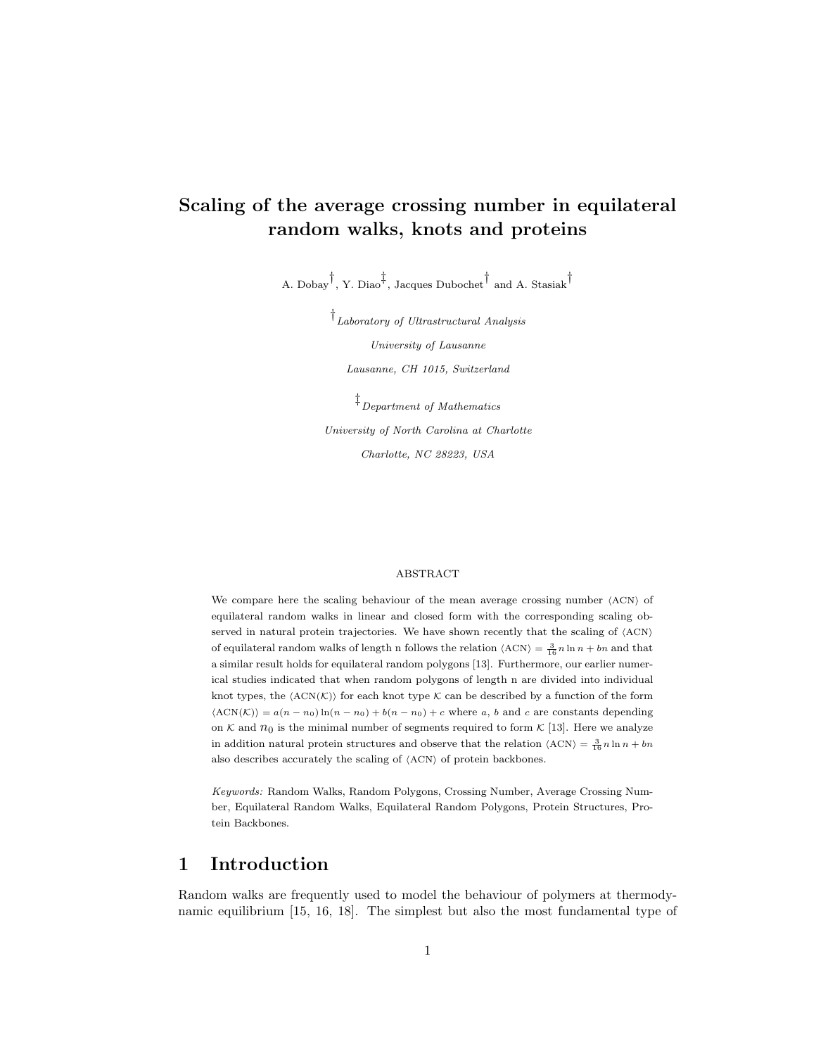# Scaling of the average crossing number in equilateral random walks, knots and proteins

A. Dobay[†], Y. Diao[‡], Jacques Dubochet[†] and A. Stasiak[†]

[†] *Laboratory of Ultrastructural Analysis*

*University of Lausanne*

*Lausanne, CH 1015, Switzerland*

[‡] *Department of Mathematics*

*University of North Carolina at Charlotte*

*Charlotte, NC 28223, USA*

ABSTRACT

We compare here the scaling behaviour of the mean average crossing number $\langle \text{ACN} \rangle$ of equilateral random walks in linear and closed form with the corresponding scaling observed in natural protein trajectories. We have shown recently that the scaling of $\langle \text{ACN} \rangle$ of equilateral random walks of length n follows the relation $\langle \text{ACN} \rangle = \frac{3}{16} n \ln n + bn$ and that a similar result holds for equilateral random polygons [13]. Furthermore, our earlier numerical studies indicated that when random polygons of length n are divided into individual knot types, the $\langle \text{ACN}(\mathcal{K}) \rangle$ for each knot type $\mathcal{K}$ can be described by a function of the form $\langle \text{ACN}(\mathcal{K}) \rangle = a(n - n_0) \ln(n - n_0) + b(n - n_0) + c$ where $a$, $b$ and $c$ are constants depending on $\mathcal{K}$ and $n_0$ is the minimal number of segments required to form $\mathcal{K}$ [13]. Here we analyze in addition natural protein structures and observe that the relation $\langle \text{ACN} \rangle = \frac{3}{16} n \ln n + bn$ also describes accurately the scaling of $\langle \text{ACN} \rangle$ of protein backbones.

*Keywords:* Random Walks, Random Polygons, Crossing Number, Average Crossing Number, Equilateral Random Walks, Equilateral Random Polygons, Protein Structures, Protein Backbones.

## 1 Introduction

Random walks are frequently used to model the behaviour of polymers at thermodynamic equilibrium [15, 16, 18]. The simplest but also the most fundamental type of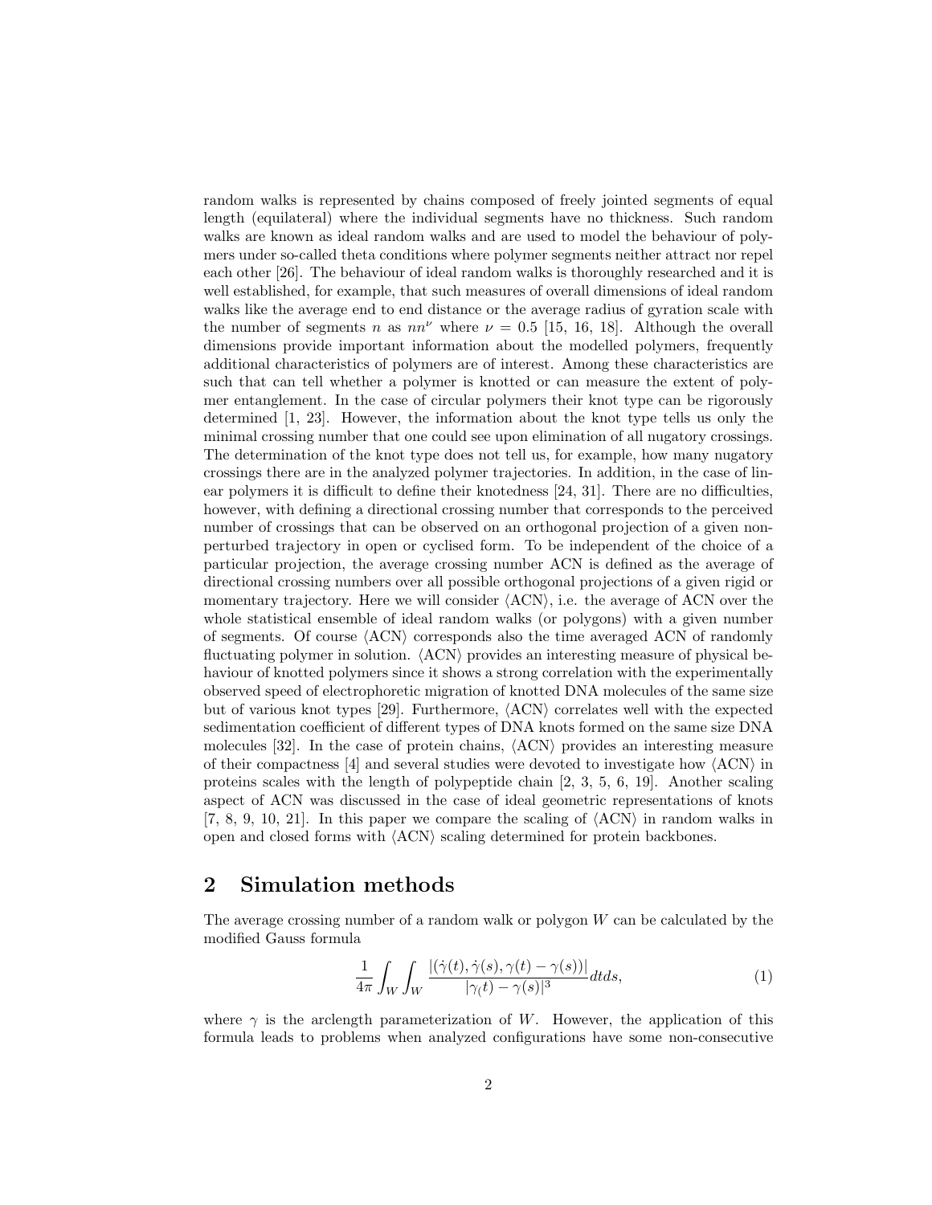random walks is represented by chains composed of freely jointed segments of equal length (equilateral) where the individual segments have no thickness. Such random walks are known as ideal random walks and are used to model the behaviour of polymers under so-called theta conditions where polymer segments neither attract nor repel each other [26]. The behaviour of ideal random walks is thoroughly researched and it is well established, for example, that such measures of overall dimensions of ideal random walks like the average end to end distance or the average radius of gyration scale with the number of segments $n$ as $nn^{\nu}$ where $\nu = 0.5$ [15, 16, 18]. Although the overall dimensions provide important information about the modelled polymers, frequently additional characteristics of polymers are of interest. Among these characteristics are such that can tell whether a polymer is knotted or can measure the extent of polymer entanglement. In the case of circular polymers their knot type can be rigorously determined [1, 23]. However, the information about the knot type tells us only the minimal crossing number that one could see upon elimination of all nugatory crossings. The determination of the knot type does not tell us, for example, how many nugatory crossings there are in the analyzed polymer trajectories. In addition, in the case of linear polymers it is difficult to define their knotedness [24, 31]. There are no difficulties, however, with defining a directional crossing number that corresponds to the perceived number of crossings that can be observed on an orthogonal projection of a given non-perturbed trajectory in open or cyclised form. To be independent of the choice of a particular projection, the average crossing number ACN is defined as the average of directional crossing numbers over all possible orthogonal projections of a given rigid or momentary trajectory. Here we will consider $\langle$ACN$\rangle$, i.e. the average of ACN over the whole statistical ensemble of ideal random walks (or polygons) with a given number of segments. Of course $\langle$ACN$\rangle$ corresponds also the time averaged ACN of randomly fluctuating polymer in solution. $\langle$ACN$\rangle$ provides an interesting measure of physical behaviour of knotted polymers since it shows a strong correlation with the experimentally observed speed of electrophoretic migration of knotted DNA molecules of the same size but of various knot types [29]. Furthermore, $\langle$ACN$\rangle$ correlates well with the expected sedimentation coefficient of different types of DNA knots formed on the same size DNA molecules [32]. In the case of protein chains, $\langle$ACN$\rangle$ provides an interesting measure of their compactness [4] and several studies were devoted to investigate how $\langle$ACN$\rangle$ in proteins scales with the length of polypeptide chain [2, 3, 5, 6, 19]. Another scaling aspect of ACN was discussed in the case of ideal geometric representations of knots [7, 8, 9, 10, 21]. In this paper we compare the scaling of $\langle$ACN$\rangle$ in random walks in open and closed forms with $\langle$ACN$\rangle$ scaling determined for protein backbones.

## 2 Simulation methods

The average crossing number of a random walk or polygon $W$ can be calculated by the modified Gauss formula

$$\frac{1}{4\pi}\int_W\int_W \frac{|(\dot{\gamma}(t), \dot{\gamma}(s), \gamma(t)-\gamma(s))|}{|\gamma_(t)-\gamma(s)|^3}dtds, \tag{1}$$

where $\gamma$ is the arclength parameterization of $W$. However, the application of this formula leads to problems when analyzed configurations have some non-consecutive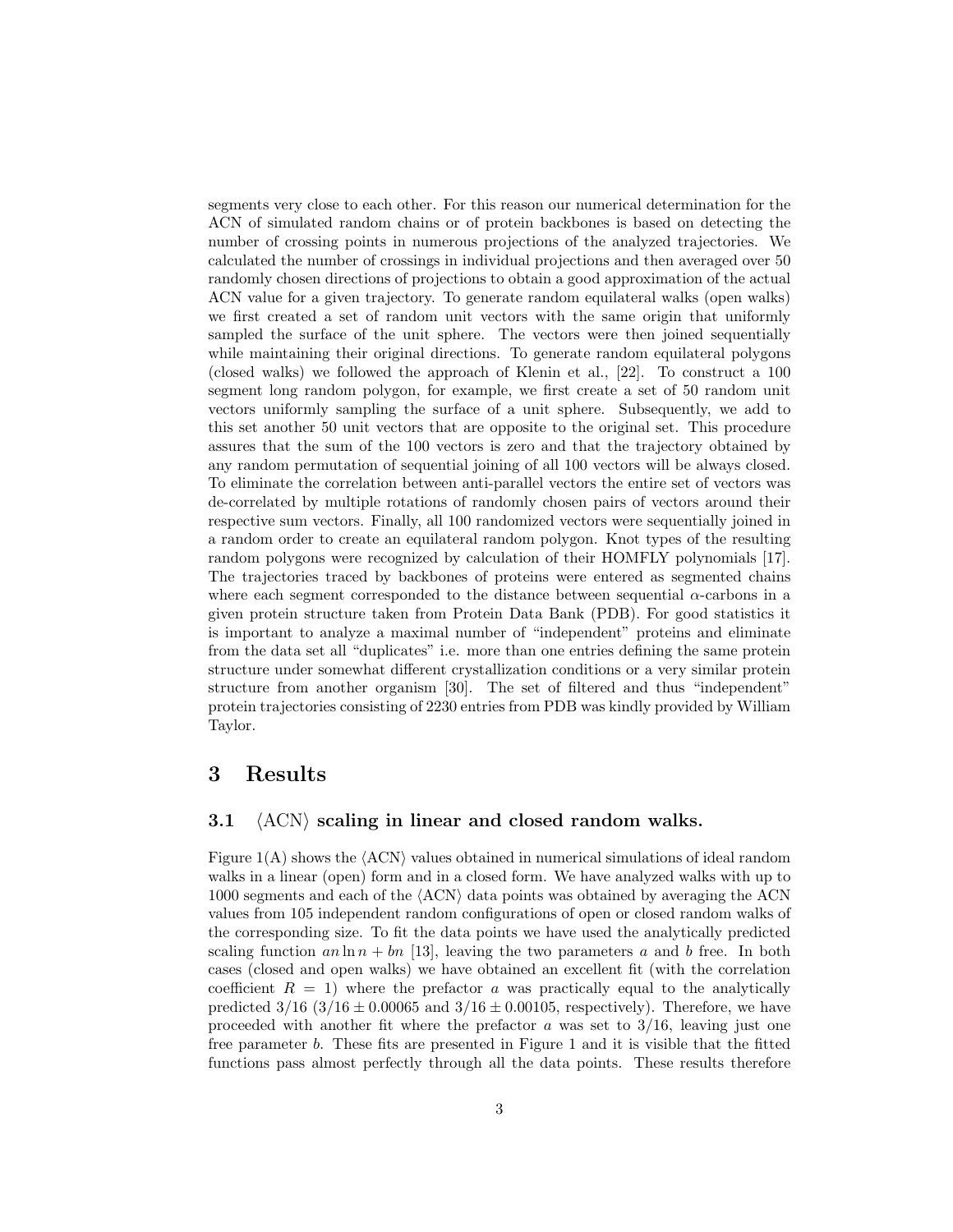segments very close to each other. For this reason our numerical determination for the ACN of simulated random chains or of protein backbones is based on detecting the number of crossing points in numerous projections of the analyzed trajectories. We calculated the number of crossings in individual projections and then averaged over 50 randomly chosen directions of projections to obtain a good approximation of the actual ACN value for a given trajectory. To generate random equilateral walks (open walks) we first created a set of random unit vectors with the same origin that uniformly sampled the surface of the unit sphere. The vectors were then joined sequentially while maintaining their original directions. To generate random equilateral polygons (closed walks) we followed the approach of Klenin et al., [22]. To construct a 100 segment long random polygon, for example, we first create a set of 50 random unit vectors uniformly sampling the surface of a unit sphere. Subsequently, we add to this set another 50 unit vectors that are opposite to the original set. This procedure assures that the sum of the 100 vectors is zero and that the trajectory obtained by any random permutation of sequential joining of all 100 vectors will be always closed. To eliminate the correlation between anti-parallel vectors the entire set of vectors was de-correlated by multiple rotations of randomly chosen pairs of vectors around their respective sum vectors. Finally, all 100 randomized vectors were sequentially joined in a random order to create an equilateral random polygon. Knot types of the resulting random polygons were recognized by calculation of their HOMFLY polynomials [17]. The trajectories traced by backbones of proteins were entered as segmented chains where each segment corresponded to the distance between sequential $\alpha$-carbons in a given protein structure taken from Protein Data Bank (PDB). For good statistics it is important to analyze a maximal number of "independent" proteins and eliminate from the data set all "duplicates" i.e. more than one entries defining the same protein structure under somewhat different crystallization conditions or a very similar protein structure from another organism [30]. The set of filtered and thus "independent" protein trajectories consisting of 2230 entries from PDB was kindly provided by William Taylor.

# 3 Results

## 3.1 $\langle$ACN$\rangle$ scaling in linear and closed random walks.

Figure 1(A) shows the $\langle$ACN$\rangle$ values obtained in numerical simulations of ideal random walks in a linear (open) form and in a closed form. We have analyzed walks with up to 1000 segments and each of the $\langle$ACN$\rangle$ data points was obtained by averaging the ACN values from 105 independent random configurations of open or closed random walks of the corresponding size. To fit the data points we have used the analytically predicted scaling function $an \ln n + bn$ [13], leaving the two parameters $a$ and $b$ free. In both cases (closed and open walks) we have obtained an excellent fit (with the correlation coefficient $R = 1$) where the prefactor $a$ was practically equal to the analytically predicted $3/16$ ($3/16 \pm 0.00065$ and $3/16 \pm 0.00105$, respectively). Therefore, we have proceeded with another fit where the prefactor $a$ was set to $3/16$, leaving just one free parameter $b$. These fits are presented in Figure 1 and it is visible that the fitted functions pass almost perfectly through all the data points. These results therefore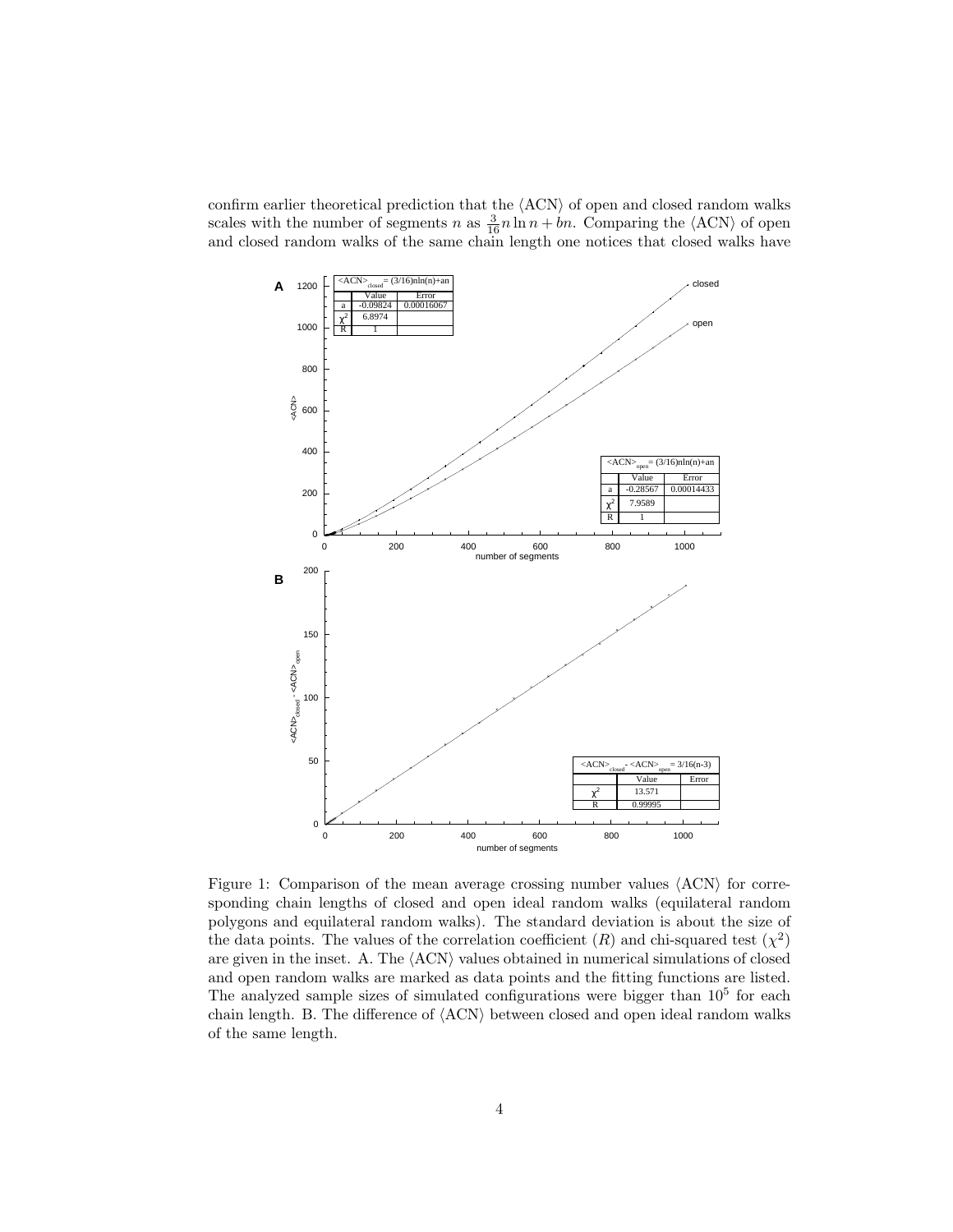confirm earlier theoretical prediction that the $\langle \text{ACN} \rangle$ of open and closed random walks scales with the number of segments $n$ as $\frac{3}{16} n \ln n + bn$. Comparing the $\langle \text{ACN} \rangle$ of open and closed random walks of the same chain length one notices that closed walks have

Figure 1: Comparison of the mean average crossing number values $\langle \text{ACN} \rangle$ for corresponding chain lengths of closed and open ideal random walks (equilateral random polygons and equilateral random walks). The standard deviation is about the size of the data points. The values of the correlation coefficient ($R$) and chi-squared test ($\chi^2$) are given in the inset. A. The $\langle \text{ACN} \rangle$ values obtained in numerical simulations of closed and open random walks are marked as data points and the fitting functions are listed. The analyzed sample sizes of simulated configurations were bigger than $10^5$ for each chain length. B. The difference of $\langle \text{ACN} \rangle$ between closed and open ideal random walks of the same length.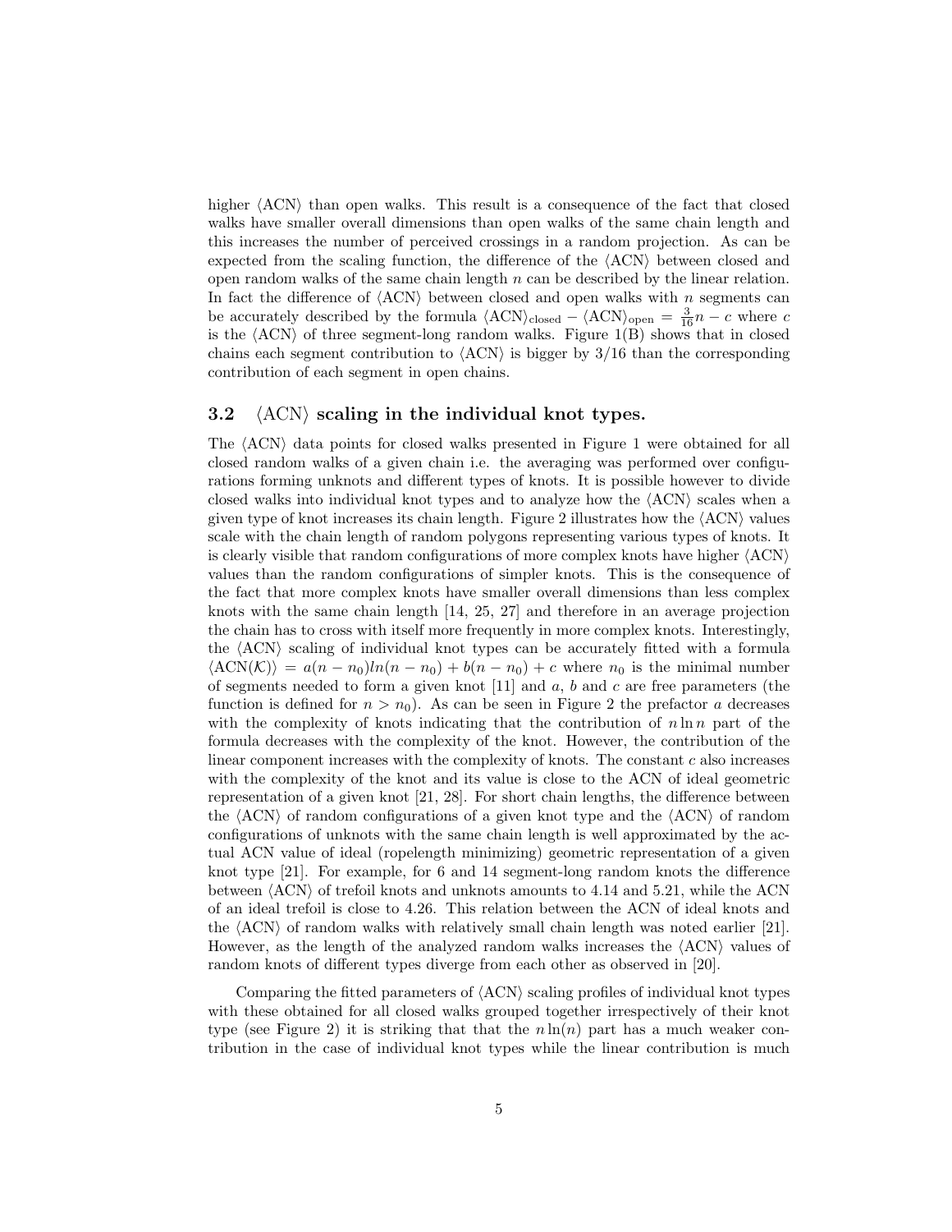higher ⟨ACN⟩ than open walks. This result is a consequence of the fact that closed walks have smaller overall dimensions than open walks of the same chain length and this increases the number of perceived crossings in a random projection. As can be expected from the scaling function, the difference of the ⟨ACN⟩ between closed and open random walks of the same chain length $n$ can be described by the linear relation. In fact the difference of ⟨ACN⟩ between closed and open walks with $n$ segments can be accurately described by the formula $\langle \text{ACN} \rangle_{\text{closed}} - \langle \text{ACN} \rangle_{\text{open}} = \frac{3}{16}n - c$ where $c$ is the ⟨ACN⟩ of three segment-long random walks. Figure 1(B) shows that in closed chains each segment contribution to ⟨ACN⟩ is bigger by 3/16 than the corresponding contribution of each segment in open chains.

### 3.2 ⟨ACN⟩ scaling in the individual knot types.

The ⟨ACN⟩ data points for closed walks presented in Figure 1 were obtained for all closed random walks of a given chain i.e. the averaging was performed over configurations forming unknots and different types of knots. It is possible however to divide closed walks into individual knot types and to analyze how the ⟨ACN⟩ scales when a given type of knot increases its chain length. Figure 2 illustrates how the ⟨ACN⟩ values scale with the chain length of random polygons representing various types of knots. It is clearly visible that random configurations of more complex knots have higher ⟨ACN⟩ values than the random configurations of simpler knots. This is the consequence of the fact that more complex knots have smaller overall dimensions than less complex knots with the same chain length [14, 25, 27] and therefore in an average projection the chain has to cross with itself more frequently in more complex knots. Interestingly, the ⟨ACN⟩ scaling of individual knot types can be accurately fitted with a formula $\langle \text{ACN}(\mathcal{K}) \rangle = a(n - n_0)ln(n - n_0) + b(n - n_0) + c$ where $n_0$ is the minimal number of segments needed to form a given knot [11] and $a$, $b$ and $c$ are free parameters (the function is defined for $n > n_0$). As can be seen in Figure 2 the prefactor $a$ decreases with the complexity of knots indicating that the contribution of $n \ln n$ part of the formula decreases with the complexity of the knot. However, the contribution of the linear component increases with the complexity of knots. The constant $c$ also increases with the complexity of the knot and its value is close to the ACN of ideal geometric representation of a given knot [21, 28]. For short chain lengths, the difference between the ⟨ACN⟩ of random configurations of a given knot type and the ⟨ACN⟩ of random configurations of unknots with the same chain length is well approximated by the actual ACN value of ideal (ropelength minimizing) geometric representation of a given knot type [21]. For example, for 6 and 14 segment-long random knots the difference between ⟨ACN⟩ of trefoil knots and unknots amounts to 4.14 and 5.21, while the ACN of an ideal trefoil is close to 4.26. This relation between the ACN of ideal knots and the ⟨ACN⟩ of random walks with relatively small chain length was noted earlier [21]. However, as the length of the analyzed random walks increases the ⟨ACN⟩ values of random knots of different types diverge from each other as observed in [20].

Comparing the fitted parameters of ⟨ACN⟩ scaling profiles of individual knot types with these obtained for all closed walks grouped together irrespectively of their knot type (see Figure 2) it is striking that that the $n \ln(n)$ part has a much weaker contribution in the case of individual knot types while the linear contribution is much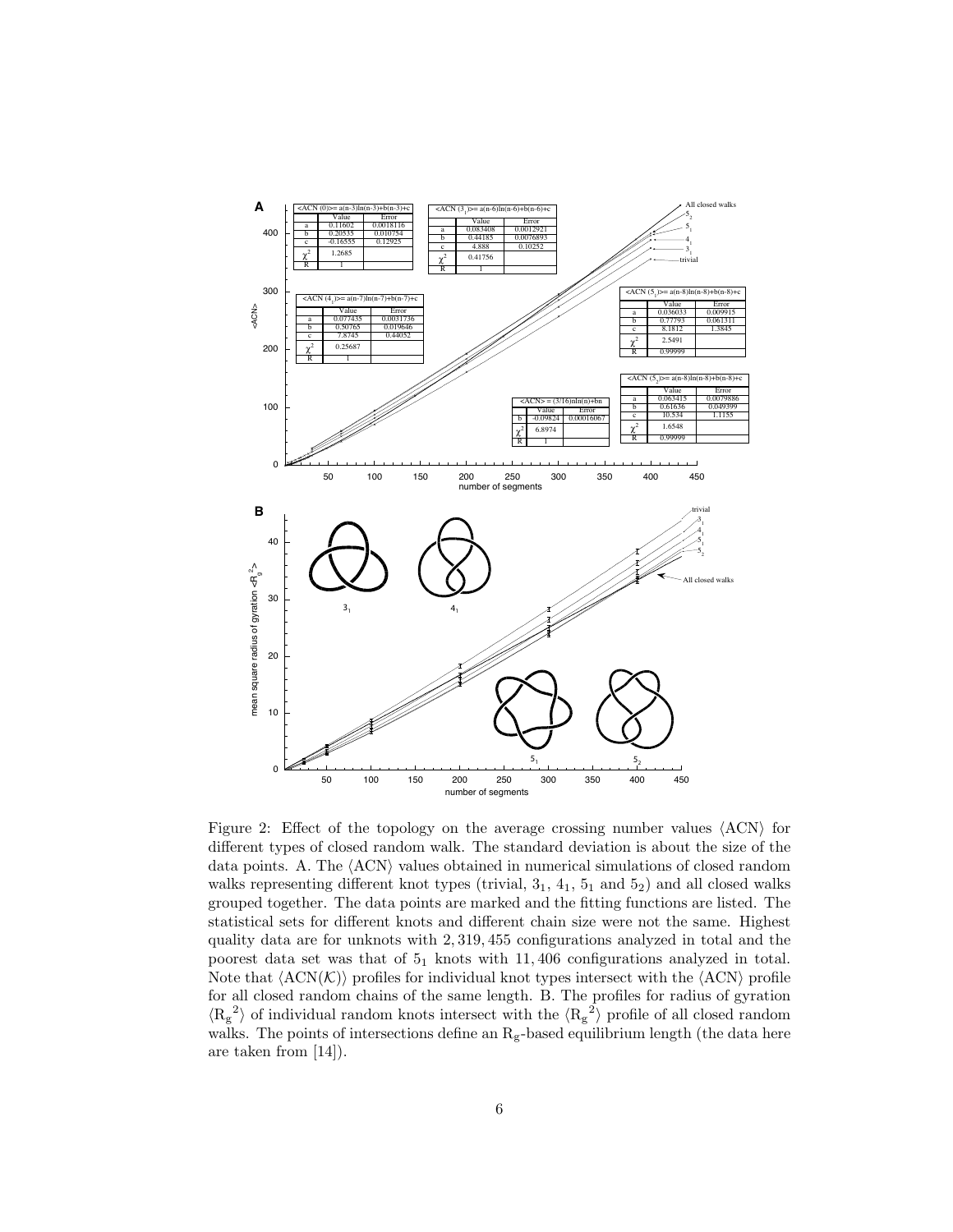Figure 2: Effect of the topology on the average crossing number values $\langle \text{ACN} \rangle$ for different types of closed random walk. The standard deviation is about the size of the data points. A. The $\langle \text{ACN} \rangle$ values obtained in numerical simulations of closed random walks representing different knot types (trivial, $3_1$, $4_1$, $5_1$ and $5_2$) and all closed walks grouped together. The data points are marked and the fitting functions are listed. The statistical sets for different knots and different chain size were not the same. Highest quality data are for unknots with 2,319,455 configurations analyzed in total and the poorest data set was that of $5_1$ knots with 11,406 configurations analyzed in total. Note that $\langle \text{ACN}(\mathcal{K}) \rangle$ profiles for individual knot types intersect with the $\langle \text{ACN} \rangle$ profile for all closed random chains of the same length. B. The profiles for radius of gyration $\langle {R_g}^2 \rangle$ of individual random knots intersect with the $\langle {R_g}^2 \rangle$ profile of all closed random walks. The points of intersections define an $R_g$-based equilibrium length (the data here are taken from [14]).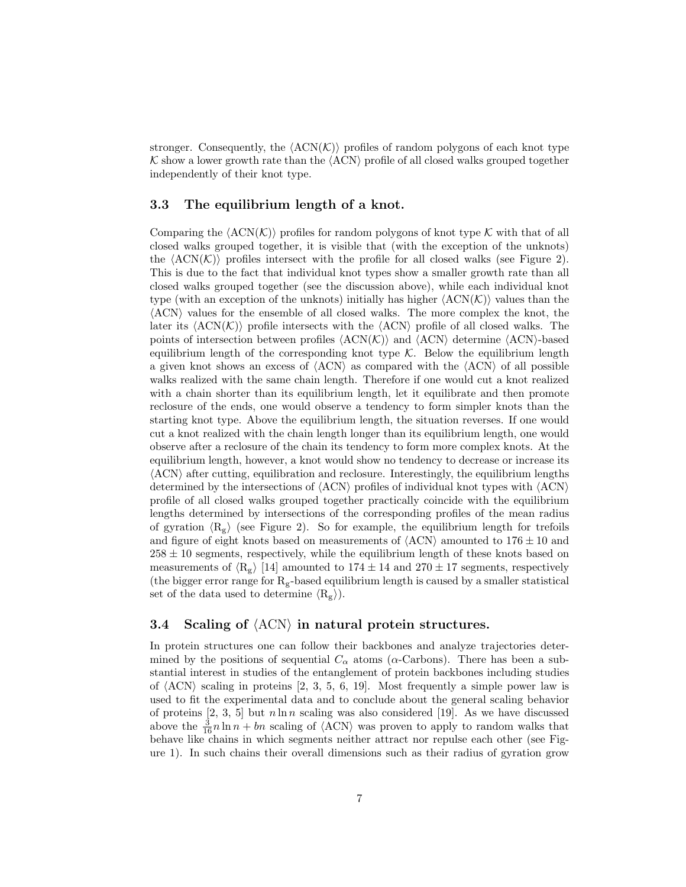stronger. Consequently, the $\langle \mathrm{ACN}(\mathcal{K}) \rangle$ profiles of random polygons of each knot type $\mathcal{K}$ show a lower growth rate than the $\langle \mathrm{ACN} \rangle$ profile of all closed walks grouped together independently of their knot type.

### 3.3 The equilibrium length of a knot.

Comparing the $\langle \mathrm{ACN}(\mathcal{K}) \rangle$ profiles for random polygons of knot type $\mathcal{K}$ with that of all closed walks grouped together, it is visible that (with the exception of the unknots) the $\langle \mathrm{ACN}(\mathcal{K}) \rangle$ profiles intersect with the profile for all closed walks (see Figure 2). This is due to the fact that individual knot types show a smaller growth rate than all closed walks grouped together (see the discussion above), while each individual knot type (with an exception of the unknots) initially has higher $\langle \mathrm{ACN}(\mathcal{K}) \rangle$ values than the $\langle \mathrm{ACN} \rangle$ values for the ensemble of all closed walks. The more complex the knot, the later its $\langle \mathrm{ACN}(\mathcal{K}) \rangle$ profile intersects with the $\langle \mathrm{ACN} \rangle$ profile of all closed walks. The points of intersection between profiles $\langle \mathrm{ACN}(\mathcal{K}) \rangle$ and $\langle \mathrm{ACN} \rangle$ determine $\langle \mathrm{ACN} \rangle$-based equilibrium length of the corresponding knot type $\mathcal{K}$. Below the equilibrium length a given knot shows an excess of $\langle \mathrm{ACN} \rangle$ as compared with the $\langle \mathrm{ACN} \rangle$ of all possible walks realized with the same chain length. Therefore if one would cut a knot realized with a chain shorter than its equilibrium length, let it equilibrate and then promote reclosure of the ends, one would observe a tendency to form simpler knots than the starting knot type. Above the equilibrium length, the situation reverses. If one would cut a knot realized with the chain length longer than its equilibrium length, one would observe after a reclosure of the chain its tendency to form more complex knots. At the equilibrium length, however, a knot would show no tendency to decrease or increase its $\langle \mathrm{ACN} \rangle$ after cutting, equilibration and reclosure. Interestingly, the equilibrium lengths determined by the intersections of $\langle \mathrm{ACN} \rangle$ profiles of individual knot types with $\langle \mathrm{ACN} \rangle$ profile of all closed walks grouped together practically coincide with the equilibrium lengths determined by intersections of the corresponding profiles of the mean radius of gyration $\langle \mathrm{R_g} \rangle$ (see Figure 2). So for example, the equilibrium length for trefoils and figure of eight knots based on measurements of $\langle \mathrm{ACN} \rangle$ amounted to $176 \pm 10$ and $258 \pm 10$ segments, respectively, while the equilibrium length of these knots based on measurements of $\langle \mathrm{R_g} \rangle$ [14] amounted to $174 \pm 14$ and $270 \pm 17$ segments, respectively (the bigger error range for $\mathrm{R_g}$-based equilibrium length is caused by a smaller statistical set of the data used to determine $\langle \mathrm{R_g} \rangle$).

### 3.4 Scaling of $\langle \mathrm{ACN} \rangle$ in natural protein structures.

In protein structures one can follow their backbones and analyze trajectories determined by the positions of sequential $C_\alpha$ atoms ($\alpha$-Carbons). There has been a substantial interest in studies of the entanglement of protein backbones including studies of $\langle \mathrm{ACN} \rangle$ scaling in proteins [2, 3, 5, 6, 19]. Most frequently a simple power law is used to fit the experimental data and to conclude about the general scaling behavior of proteins [2, 3, 5] but $n \ln n$ scaling was also considered [19]. As we have discussed above the $\frac{3}{16} n \ln n + bn$ scaling of $\langle \mathrm{ACN} \rangle$ was proven to apply to random walks that behave like chains in which segments neither attract nor repulse each other (see Figure 1). In such chains their overall dimensions such as their radius of gyration grow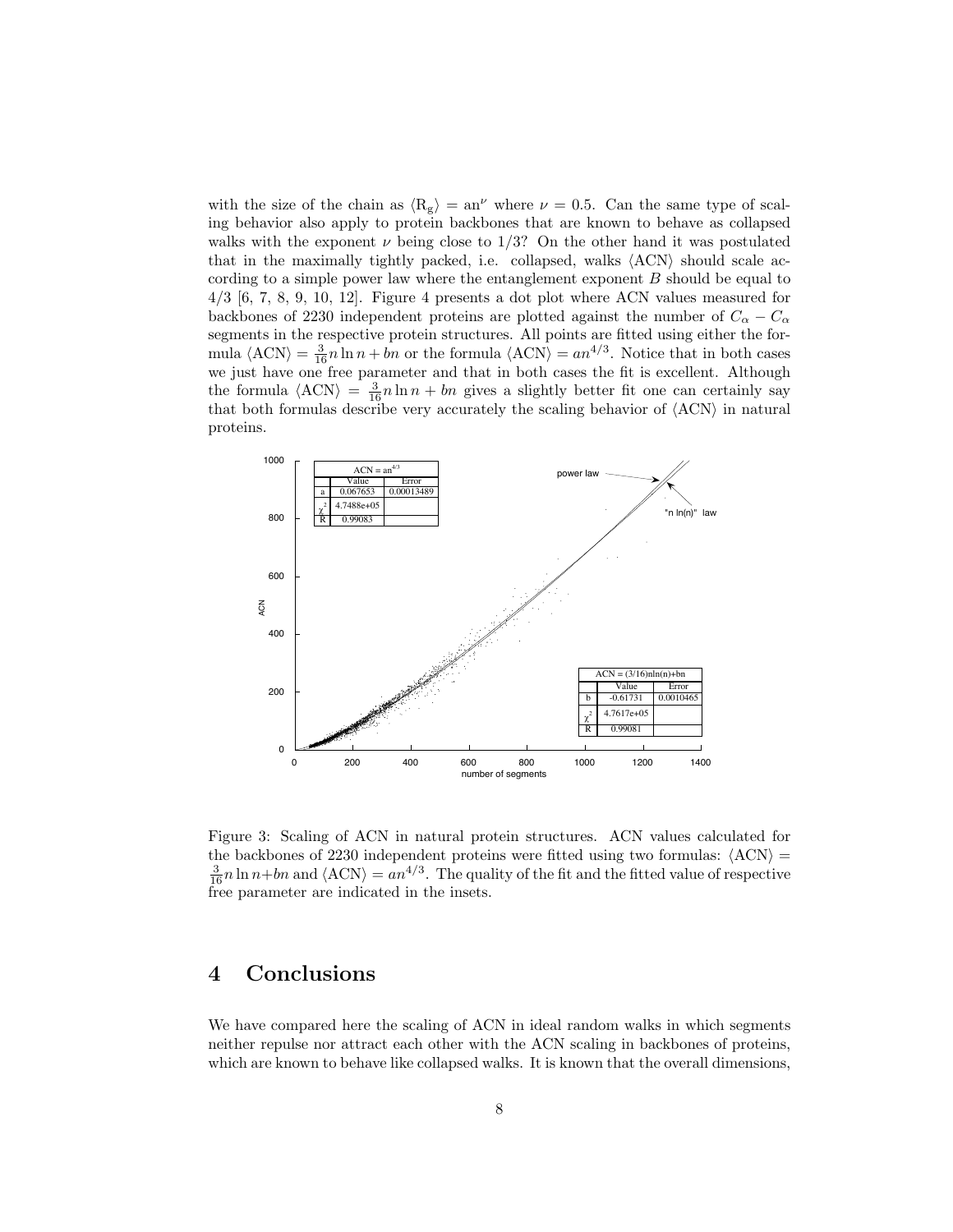with the size of the chain as $\langle \mathrm{R_g} \rangle = \mathrm{a}n^{\nu}$ where $\nu = 0.5$. Can the same type of scaling behavior also apply to protein backbones that are known to behave as collapsed walks with the exponent $\nu$ being close to $1/3$? On the other hand it was postulated that in the maximally tightly packed, i.e. collapsed, walks $\langle \mathrm{ACN} \rangle$ should scale according to a simple power law where the entanglement exponent $B$ should be equal to $4/3$ [6, 7, 8, 9, 10, 12]. Figure 4 presents a dot plot where ACN values measured for backbones of 2230 independent proteins are plotted against the number of $C_\alpha - C_\alpha$ segments in the respective protein structures. All points are fitted using either the formula $\langle \mathrm{ACN} \rangle = \frac{3}{16} n \ln n + bn$ or the formula $\langle \mathrm{ACN} \rangle = an^{4/3}$. Notice that in both cases we just have one free parameter and that in both cases the fit is excellent. Although the formula $\langle \mathrm{ACN} \rangle = \frac{3}{16} n \ln n + bn$ gives a slightly better fit one can certainly say that both formulas describe very accurately the scaling behavior of $\langle \mathrm{ACN} \rangle$ in natural proteins.

| $\mathrm{ACN} = an^{4/3}$ | Value | Error |
|---|---|---|
| a | 0.067653 | 0.00013489 |
| $\chi^2$ | 4.7488e+05 | |
| R | 0.99083 | |

| $\mathrm{ACN} = (3/16)n\ln(n)+bn$ | Value | Error |
|---|---|---|
| b | -0.61731 | 0.0010465 |
| $\chi^2$ | 4.7617e+05 | |
| R | 0.99081 | |

Figure 3: Scaling of ACN in natural protein structures. ACN values calculated for the backbones of 2230 independent proteins were fitted using two formulas: $\langle \mathrm{ACN} \rangle = \frac{3}{16} n \ln n + bn$ and $\langle \mathrm{ACN} \rangle = an^{4/3}$. The quality of the fit and the fitted value of respective free parameter are indicated in the insets.

## 4 Conclusions

We have compared here the scaling of ACN in ideal random walks in which segments neither repulse nor attract each other with the ACN scaling in backbones of proteins, which are known to behave like collapsed walks. It is known that the overall dimensions,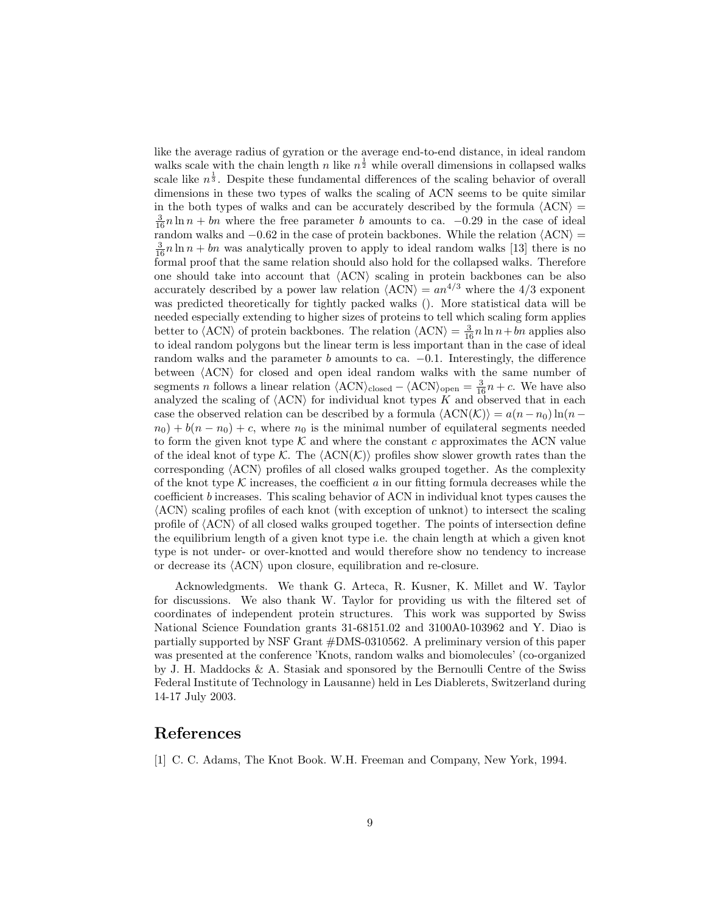like the average radius of gyration or the average end-to-end distance, in ideal random walks scale with the chain length $n$ like $n^{\frac{1}{2}}$ while overall dimensions in collapsed walks scale like $n^{\frac{1}{3}}$. Despite these fundamental differences of the scaling behavior of overall dimensions in these two types of walks the scaling of ACN seems to be quite similar in the both types of walks and can be accurately described by the formula $\langle \mathrm{ACN} \rangle = \frac{3}{16} n \ln n + bn$ where the free parameter $b$ amounts to ca. $-0.29$ in the case of ideal random walks and $-0.62$ in the case of protein backbones. While the relation $\langle \mathrm{ACN} \rangle = \frac{3}{16} n \ln n + bn$ was analytically proven to apply to ideal random walks [13] there is no formal proof that the same relation should also hold for the collapsed walks. Therefore one should take into account that $\langle \mathrm{ACN} \rangle$ scaling in protein backbones can be also accurately described by a power law relation $\langle \mathrm{ACN} \rangle = an^{4/3}$ where the 4/3 exponent was predicted theoretically for tightly packed walks (). More statistical data will be needed especially extending to higher sizes of proteins to tell which scaling form applies better to $\langle \mathrm{ACN} \rangle$ of protein backbones. The relation $\langle \mathrm{ACN} \rangle = \frac{3}{16} n \ln n + bn$ applies also to ideal random polygons but the linear term is less important than in the case of ideal random walks and the parameter $b$ amounts to ca. $-0.1$. Interestingly, the difference between $\langle \mathrm{ACN} \rangle$ for closed and open ideal random walks with the same number of segments $n$ follows a linear relation $\langle \mathrm{ACN} \rangle_{\mathrm{closed}} - \langle \mathrm{ACN} \rangle_{\mathrm{open}} = \frac{3}{16} n + c$. We have also analyzed the scaling of $\langle \mathrm{ACN} \rangle$ for individual knot types $K$ and observed that in each case the observed relation can be described by a formula $\langle \mathrm{ACN}(\mathcal{K}) \rangle = a(n - n_0) \ln(n - n_0) + b(n - n_0) + c$, where $n_0$ is the minimal number of equilateral segments needed to form the given knot type $\mathcal{K}$ and where the constant $c$ approximates the ACN value of the ideal knot of type $\mathcal{K}$. The $\langle \mathrm{ACN}(\mathcal{K}) \rangle$ profiles show slower growth rates than the corresponding $\langle \mathrm{ACN} \rangle$ profiles of all closed walks grouped together. As the complexity of the knot type $\mathcal{K}$ increases, the coefficient $a$ in our fitting formula decreases while the coefficient $b$ increases. This scaling behavior of ACN in individual knot types causes the $\langle \mathrm{ACN} \rangle$ scaling profiles of each knot (with exception of unknot) to intersect the scaling profile of $\langle \mathrm{ACN} \rangle$ of all closed walks grouped together. The points of intersection define the equilibrium length of a given knot type i.e. the chain length at which a given knot type is not under- or over-knotted and would therefore show no tendency to increase or decrease its $\langle \mathrm{ACN} \rangle$ upon closure, equilibration and re-closure.

Acknowledgments. We thank G. Arteca, R. Kusner, K. Millet and W. Taylor for discussions. We also thank W. Taylor for providing us with the filtered set of coordinates of independent protein structures. This work was supported by Swiss National Science Foundation grants 31-68151.02 and 3100A0-103962 and Y. Diao is partially supported by NSF Grant #DMS-0310562. A preliminary version of this paper was presented at the conference 'Knots, random walks and biomolecules' (co-organized by J. H. Maddocks & A. Stasiak and sponsored by the Bernoulli Centre of the Swiss Federal Institute of Technology in Lausanne) held in Les Diablerets, Switzerland during 14-17 July 2003.

## References

[1] C. C. Adams, The Knot Book. W.H. Freeman and Company, New York, 1994.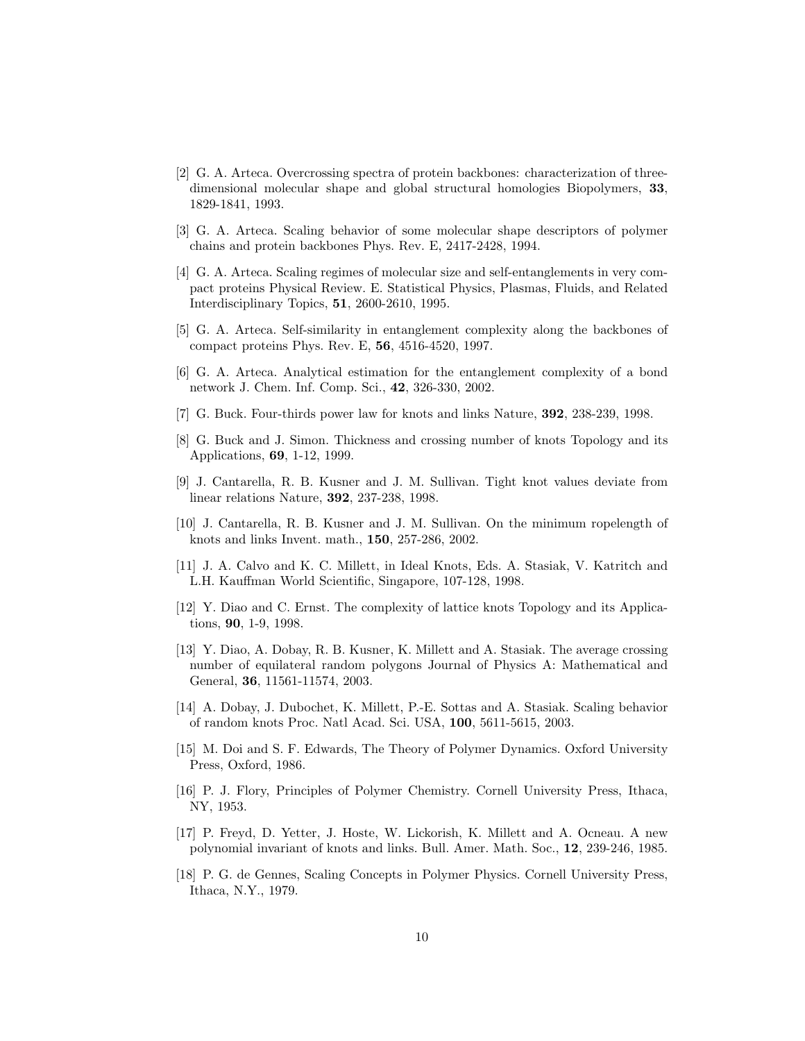[2] G. A. Arteca. Overcrossing spectra of protein backbones: characterization of three-dimensional molecular shape and global structural homologies Biopolymers, **33**, 1829-1841, 1993.

[3] G. A. Arteca. Scaling behavior of some molecular shape descriptors of polymer chains and protein backbones Phys. Rev. E, 2417-2428, 1994.

[4] G. A. Arteca. Scaling regimes of molecular size and self-entanglements in very compact proteins Physical Review. E. Statistical Physics, Plasmas, Fluids, and Related Interdisciplinary Topics, **51**, 2600-2610, 1995.

[5] G. A. Arteca. Self-similarity in entanglement complexity along the backbones of compact proteins Phys. Rev. E, **56**, 4516-4520, 1997.

[6] G. A. Arteca. Analytical estimation for the entanglement complexity of a bond network J. Chem. Inf. Comp. Sci., **42**, 326-330, 2002.

[7] G. Buck. Four-thirds power law for knots and links Nature, **392**, 238-239, 1998.

[8] G. Buck and J. Simon. Thickness and crossing number of knots Topology and its Applications, **69**, 1-12, 1999.

[9] J. Cantarella, R. B. Kusner and J. M. Sullivan. Tight knot values deviate from linear relations Nature, **392**, 237-238, 1998.

[10] J. Cantarella, R. B. Kusner and J. M. Sullivan. On the minimum ropelength of knots and links Invent. math., **150**, 257-286, 2002.

[11] J. A. Calvo and K. C. Millett, in Ideal Knots, Eds. A. Stasiak, V. Katritch and L.H. Kauffman World Scientific, Singapore, 107-128, 1998.

[12] Y. Diao and C. Ernst. The complexity of lattice knots Topology and its Applications, **90**, 1-9, 1998.

[13] Y. Diao, A. Dobay, R. B. Kusner, K. Millett and A. Stasiak. The average crossing number of equilateral random polygons Journal of Physics A: Mathematical and General, **36**, 11561-11574, 2003.

[14] A. Dobay, J. Dubochet, K. Millett, P.-E. Sottas and A. Stasiak. Scaling behavior of random knots Proc. Natl Acad. Sci. USA, **100**, 5611-5615, 2003.

[15] M. Doi and S. F. Edwards, The Theory of Polymer Dynamics. Oxford University Press, Oxford, 1986.

[16] P. J. Flory, Principles of Polymer Chemistry. Cornell University Press, Ithaca, NY, 1953.

[17] P. Freyd, D. Yetter, J. Hoste, W. Lickorish, K. Millett and A. Ocneau. A new polynomial invariant of knots and links. Bull. Amer. Math. Soc., **12**, 239-246, 1985.

[18] P. G. de Gennes, Scaling Concepts in Polymer Physics. Cornell University Press, Ithaca, N.Y., 1979.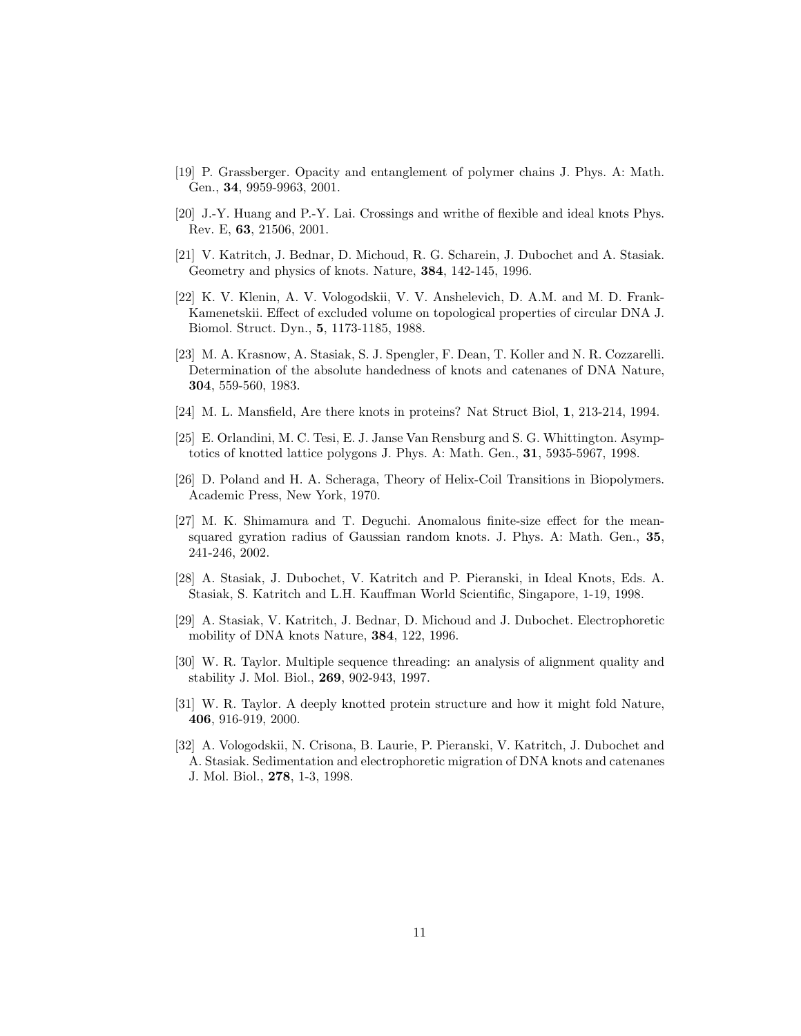[19] P. Grassberger. Opacity and entanglement of polymer chains J. Phys. A: Math. Gen., **34**, 9959-9963, 2001.

[20] J.-Y. Huang and P.-Y. Lai. Crossings and writhe of flexible and ideal knots Phys. Rev. E, **63**, 21506, 2001.

[21] V. Katritch, J. Bednar, D. Michoud, R. G. Scharein, J. Dubochet and A. Stasiak. Geometry and physics of knots. Nature, **384**, 142-145, 1996.

[22] K. V. Klenin, A. V. Vologodskii, V. V. Anshelevich, D. A.M. and M. D. Frank-Kamenetskii. Effect of excluded volume on topological properties of circular DNA J. Biomol. Struct. Dyn., **5**, 1173-1185, 1988.

[23] M. A. Krasnow, A. Stasiak, S. J. Spengler, F. Dean, T. Koller and N. R. Cozzarelli. Determination of the absolute handedness of knots and catenanes of DNA Nature, **304**, 559-560, 1983.

[24] M. L. Mansfield, Are there knots in proteins? Nat Struct Biol, **1**, 213-214, 1994.

[25] E. Orlandini, M. C. Tesi, E. J. Janse Van Rensburg and S. G. Whittington. Asymptotics of knotted lattice polygons J. Phys. A: Math. Gen., **31**, 5935-5967, 1998.

[26] D. Poland and H. A. Scheraga, Theory of Helix-Coil Transitions in Biopolymers. Academic Press, New York, 1970.

[27] M. K. Shimamura and T. Deguchi. Anomalous finite-size effect for the mean-squared gyration radius of Gaussian random knots. J. Phys. A: Math. Gen., **35**, 241-246, 2002.

[28] A. Stasiak, J. Dubochet, V. Katritch and P. Pieranski, in Ideal Knots, Eds. A. Stasiak, S. Katritch and L.H. Kauffman World Scientific, Singapore, 1-19, 1998.

[29] A. Stasiak, V. Katritch, J. Bednar, D. Michoud and J. Dubochet. Electrophoretic mobility of DNA knots Nature, **384**, 122, 1996.

[30] W. R. Taylor. Multiple sequence threading: an analysis of alignment quality and stability J. Mol. Biol., **269**, 902-943, 1997.

[31] W. R. Taylor. A deeply knotted protein structure and how it might fold Nature, **406**, 916-919, 2000.

[32] A. Vologodskii, N. Crisona, B. Laurie, P. Pieranski, V. Katritch, J. Dubochet and A. Stasiak. Sedimentation and electrophoretic migration of DNA knots and catenanes J. Mol. Biol., **278**, 1-3, 1998.